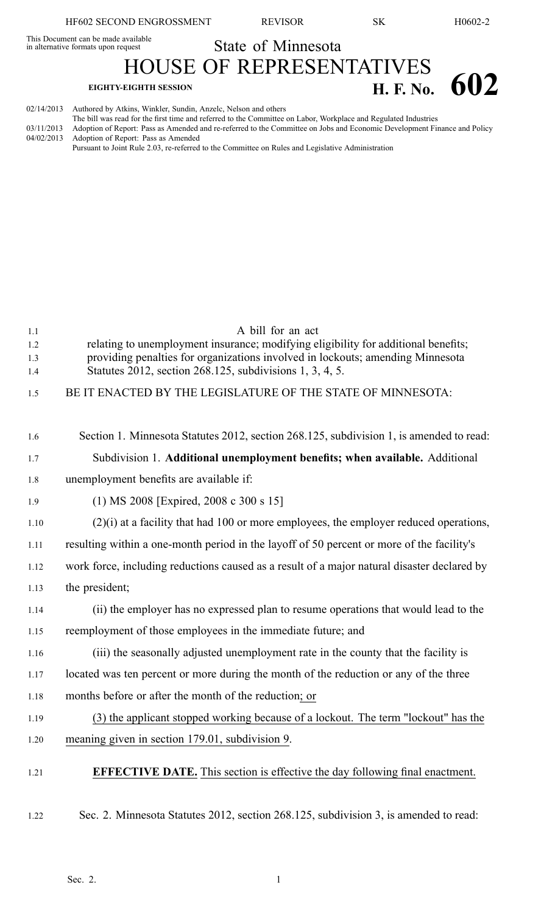This Document can be made available in alternative formats upon request

State of Minnesota

# HOUSE OF REPRESENTATIVES

**EIGHTY-EIGHTH SESSION**

# H. F. No. 602

02/14/2013 Authored by Atkins, Winkler, Sundin, Anzelc, Nelson and others
The bill was read for the first time and referred to the Committee on Labor, Workplace and Regulated Industries
03/11/2013 Adoption of Report: Pass as Amended and re-referred to the Committee on Jobs and Economic Development Finance and Policy
04/02/2013 Adoption of Report: Pass as Amended
Pursuant to Joint Rule 2.03, re-referred to the Committee on Rules and Legislative Administration

1.1 A bill for an act
1.2 relating to unemployment insurance; modifying eligibility for additional benefits;
1.3 providing penalties for organizations involved in lockouts; amending Minnesota
1.4 Statutes 2012, section 268.125, subdivisions 1, 3, 4, 5.

1.5 BE IT ENACTED BY THE LEGISLATURE OF THE STATE OF MINNESOTA:

1.6 Section 1. Minnesota Statutes 2012, section 268.125, subdivision 1, is amended to read:

1.7 Subdivision 1. **Additional unemployment benefits; when available.** Additional
1.8 unemployment benefits are available if:

1.9 (1) MS 2008 [Expired, 2008 c 300 s 15]

1.10 (2)(i) at a facility that had 100 or more employees, the employer reduced operations,
1.11 resulting within a one-month period in the layoff of 50 percent or more of the facility's
1.12 work force, including reductions caused as a result of a major natural disaster declared by
1.13 the president;

1.14 (ii) the employer has no expressed plan to resume operations that would lead to the
1.15 reemployment of those employees in the immediate future; and

1.16 (iii) the seasonally adjusted unemployment rate in the county that the facility is
1.17 located was ten percent or more during the month of the reduction or any of the three
1.18 months before or after the month of the reduction; or

1.19 (3) the applicant stopped working because of a lockout. The term "lockout" has the
1.20 meaning given in section 179.01, subdivision 9.

1.21 **EFFECTIVE DATE.** This section is effective the day following final enactment.

1.22 Sec. 2. Minnesota Statutes 2012, section 268.125, subdivision 3, is amended to read: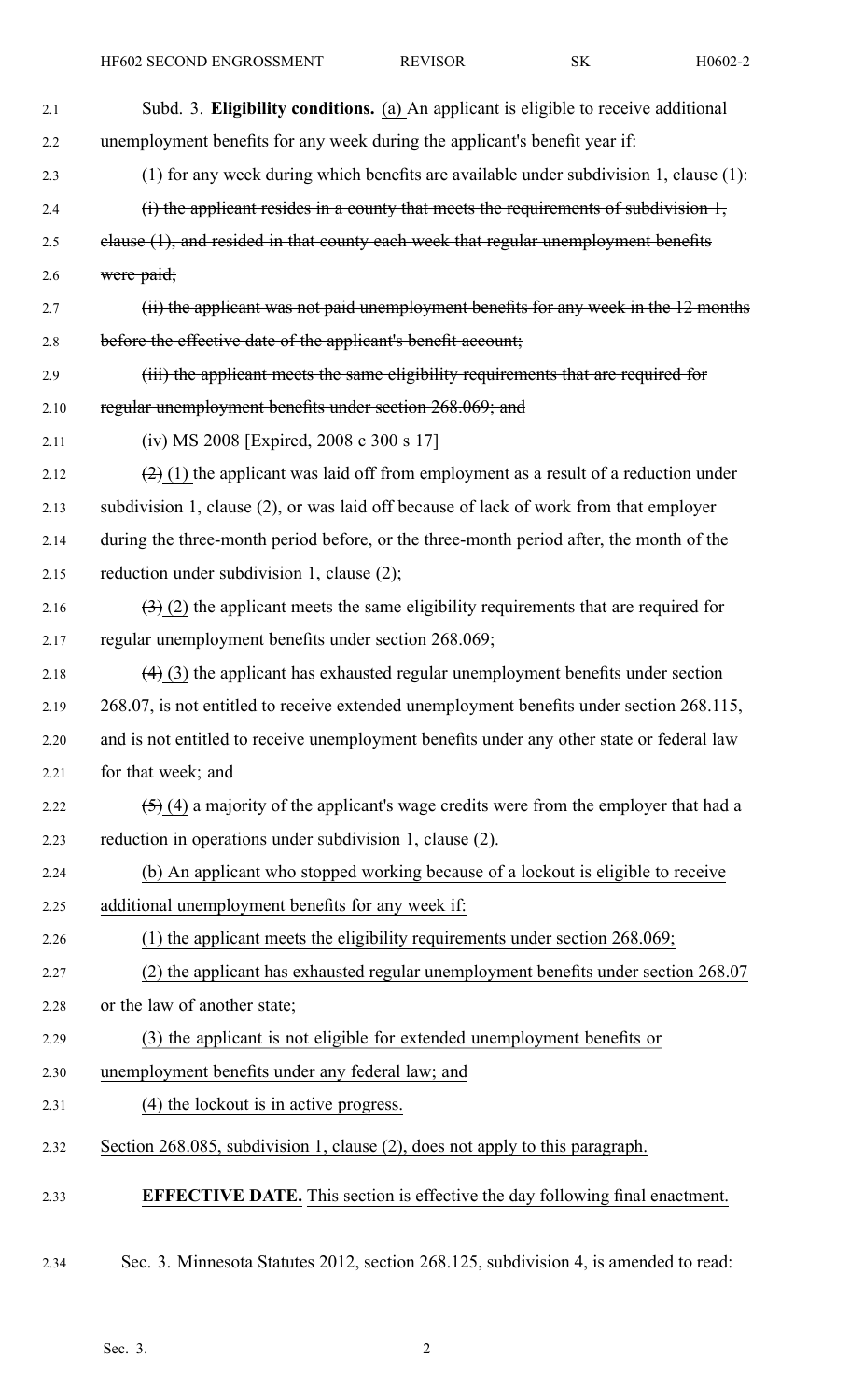Subd. 3. **Eligibility conditions.** (a) An applicant is eligible to receive additional unemployment benefits for any week during the applicant's benefit year if:

~~(1) for any week during which benefits are available under subdivision 1, clause (1):~~

~~(i) the applicant resides in a county that meets the requirements of subdivision 1, clause (1), and resided in that county each week that regular unemployment benefits were paid;~~

~~(ii) the applicant was not paid unemployment benefits for any week in the 12 months before the effective date of the applicant's benefit account;~~

~~(iii) the applicant meets the same eligibility requirements that are required for regular unemployment benefits under section 268.069; and~~

~~(iv) MS 2008 [Expired, 2008 c 300 s 17]~~

~~(2)~~ (1) the applicant was laid off from employment as a result of a reduction under subdivision 1, clause (2), or was laid off because of lack of work from that employer during the three-month period before, or the three-month period after, the month of the reduction under subdivision 1, clause (2);

~~(3)~~ (2) the applicant meets the same eligibility requirements that are required for regular unemployment benefits under section 268.069;

~~(4)~~ (3) the applicant has exhausted regular unemployment benefits under section 268.07, is not entitled to receive extended unemployment benefits under section 268.115, and is not entitled to receive unemployment benefits under any other state or federal law for that week; and

~~(5)~~ (4) a majority of the applicant's wage credits were from the employer that had a reduction in operations under subdivision 1, clause (2).

(b) An applicant who stopped working because of a lockout is eligible to receive additional unemployment benefits for any week if:

(1) the applicant meets the eligibility requirements under section 268.069;

(2) the applicant has exhausted regular unemployment benefits under section 268.07 or the law of another state;

(3) the applicant is not eligible for extended unemployment benefits or unemployment benefits under any federal law; and

(4) the lockout is in active progress.

Section 268.085, subdivision 1, clause (2), does not apply to this paragraph.

**EFFECTIVE DATE.** This section is effective the day following final enactment.

Sec. 3. Minnesota Statutes 2012, section 268.125, subdivision 4, is amended to read: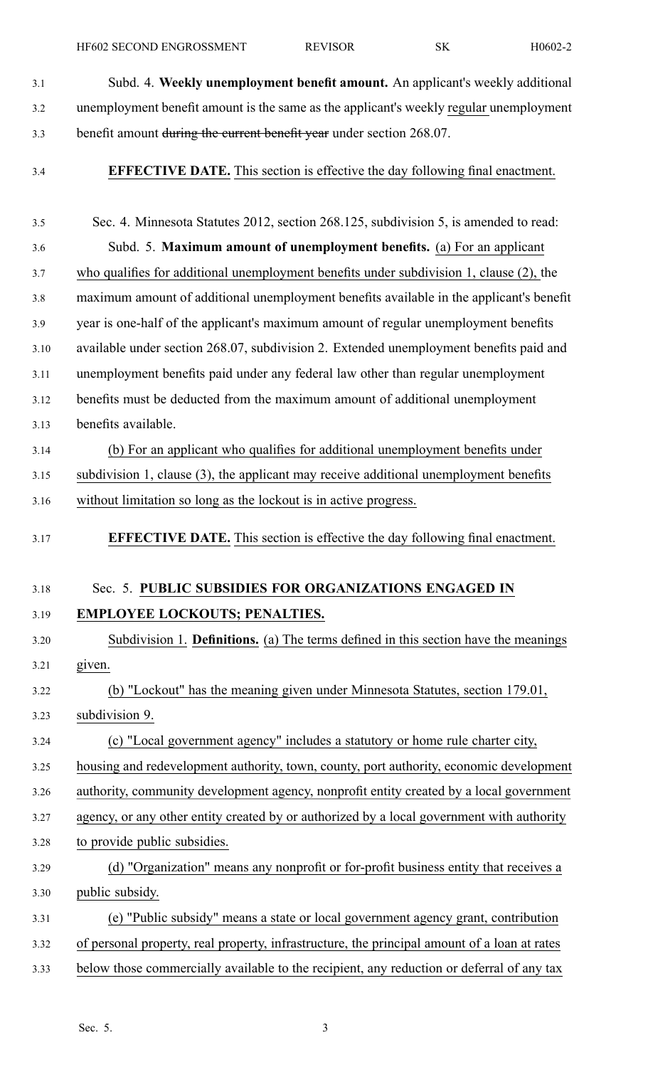Subd. 4. **Weekly unemployment benefit amount.** An applicant's weekly additional unemployment benefit amount is the same as the applicant's weekly regular unemployment benefit amount ~~during the current benefit year~~ under section 268.07.

**EFFECTIVE DATE.** This section is effective the day following final enactment.

Sec. 4. Minnesota Statutes 2012, section 268.125, subdivision 5, is amended to read:

Subd. 5. **Maximum amount of unemployment benefits.** (a) For an applicant who qualifies for additional unemployment benefits under subdivision 1, clause (2), the maximum amount of additional unemployment benefits available in the applicant's benefit year is one-half of the applicant's maximum amount of regular unemployment benefits available under section 268.07, subdivision 2. Extended unemployment benefits paid and unemployment benefits paid under any federal law other than regular unemployment benefits must be deducted from the maximum amount of additional unemployment benefits available.

(b) For an applicant who qualifies for additional unemployment benefits under subdivision 1, clause (3), the applicant may receive additional unemployment benefits without limitation so long as the lockout is in active progress.

**EFFECTIVE DATE.** This section is effective the day following final enactment.

Sec. 5. **PUBLIC SUBSIDIES FOR ORGANIZATIONS ENGAGED IN EMPLOYEE LOCKOUTS; PENALTIES.**

Subdivision 1. **Definitions.** (a) The terms defined in this section have the meanings given.

(b) "Lockout" has the meaning given under Minnesota Statutes, section 179.01, subdivision 9.

(c) "Local government agency" includes a statutory or home rule charter city, housing and redevelopment authority, town, county, port authority, economic development authority, community development agency, nonprofit entity created by a local government agency, or any other entity created by or authorized by a local government with authority to provide public subsidies.

(d) "Organization" means any nonprofit or for-profit business entity that receives a public subsidy.

(e) "Public subsidy" means a state or local government agency grant, contribution of personal property, real property, infrastructure, the principal amount of a loan at rates below those commercially available to the recipient, any reduction or deferral of any tax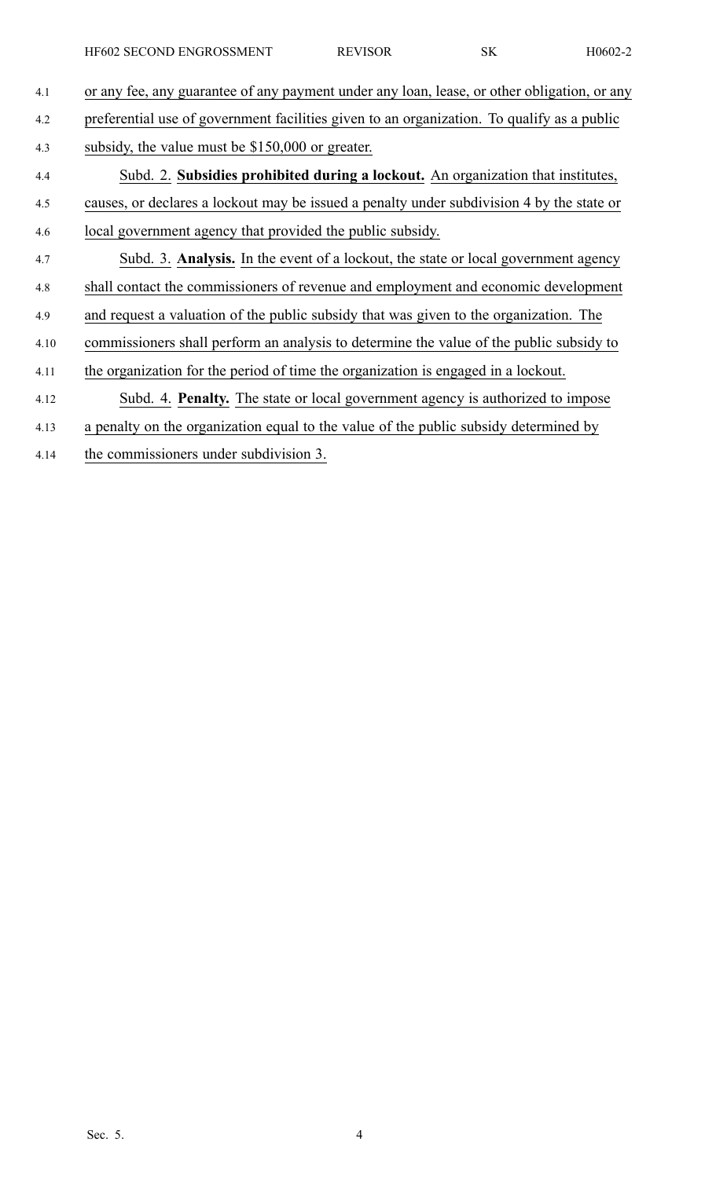or any fee, any guarantee of any payment under any loan, lease, or other obligation, or any preferential use of government facilities given to an organization. To qualify as a public subsidy, the value must be $150,000 or greater.

Subd. 2. **Subsidies prohibited during a lockout.** An organization that institutes, causes, or declares a lockout may be issued a penalty under subdivision 4 by the state or local government agency that provided the public subsidy.

Subd. 3. **Analysis.** In the event of a lockout, the state or local government agency shall contact the commissioners of revenue and employment and economic development and request a valuation of the public subsidy that was given to the organization. The commissioners shall perform an analysis to determine the value of the public subsidy to the organization for the period of time the organization is engaged in a lockout.

Subd. 4. **Penalty.** The state or local government agency is authorized to impose a penalty on the organization equal to the value of the public subsidy determined by the commissioners under subdivision 3.